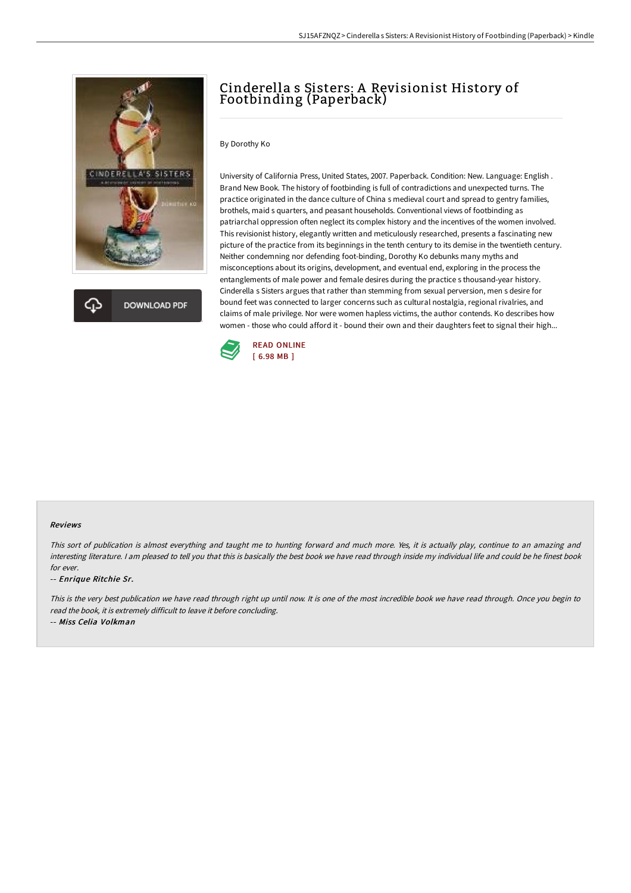# Cinderella s Sisters: A Revisionist History of Footbinding (Paperback)

By Dorothy Ko

University of California Press, United States, 2007. Paperback. Condition: New. Language: English . Brand New Book. The history of footbinding is full of contradictions and unexpected turns. The practice originated in the dance culture of China s medieval court and spread to gentry families, brothels, maid s quarters, and peasant households. Conventional views of footbinding as patriarchal oppression often neglect its complex history and the incentives of the women involved. This revisionist history, elegantly written and meticulously researched, presents a fascinating new picture of the practice from its beginnings in the tenth century to its demise in the twentieth century. Neither condemning nor defending foot-binding, Dorothy Ko debunks many myths and misconceptions about its origins, development, and eventual end, exploring in the process the entanglements of male power and female desires during the practice s thousand-year history. Cinderella s Sisters argues that rather than stemming from sexual perversion, men s desire for bound feet was connected to larger concerns such as cultural nostalgia, regional rivalries, and claims of male privilege. Nor were women hapless victims, the author contends. Ko describes how women - those who could afford it - bound their own and their daughters feet to signal their high...

DOWNLOAD PDF

READ ONLINE
[ 6.98 MB ]

#### Reviews

*This sort of publication is almost everything and taught me to hunting forward and much more. Yes, it is actually play, continue to an amazing and interesting literature. I am pleased to tell you that this is basically the best book we have read through inside my individual life and could be he finest book for ever.*

-- ***Enrique Ritchie Sr.***

*This is the very best publication we have read through right up until now. It is one of the most incredible book we have read through. Once you begin to read the book, it is extremely difficult to leave it before concluding.*

-- ***Miss Celia Volkman***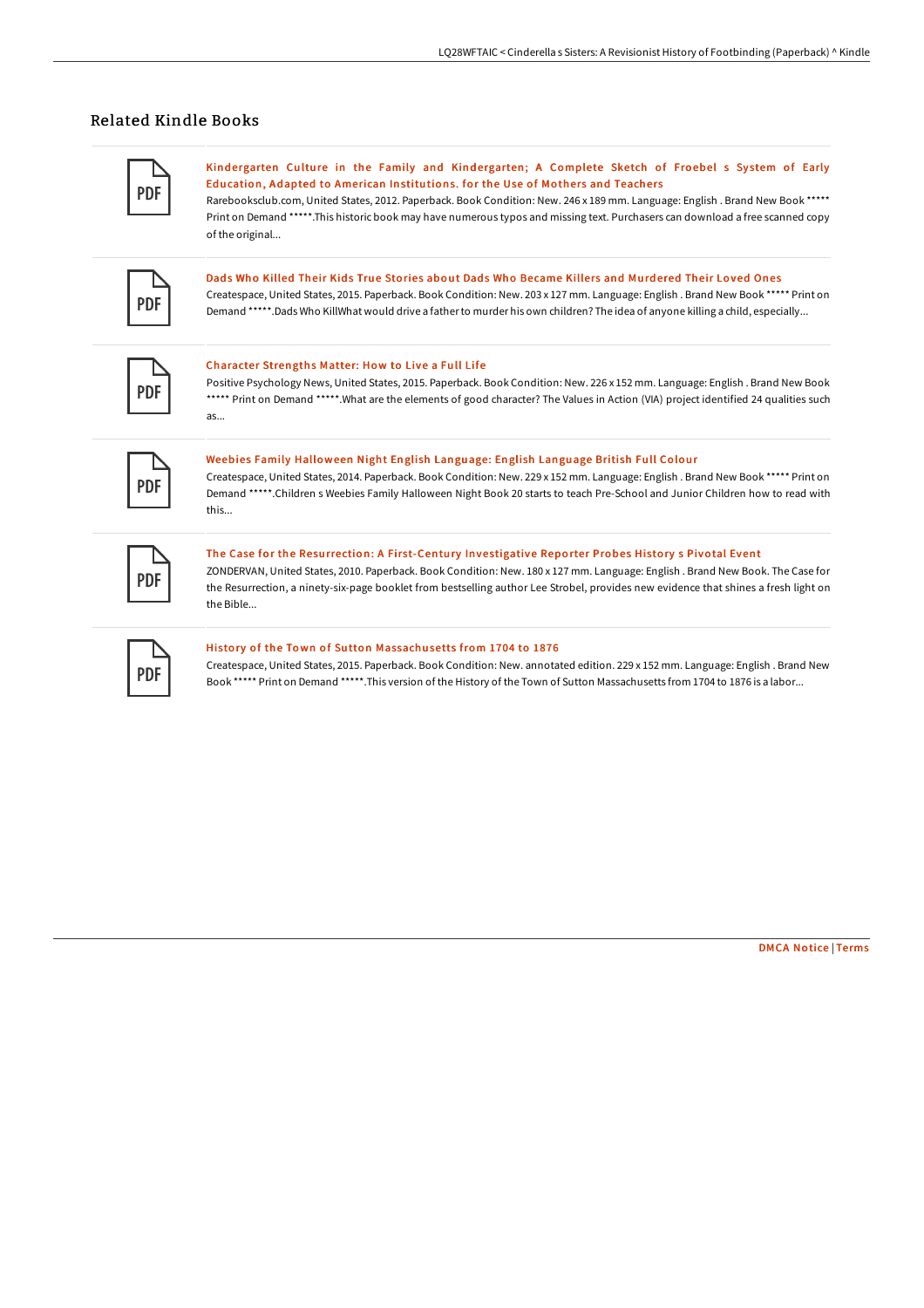## Related Kindle Books

**Kindergarten Culture in the Family and Kindergarten; A Complete Sketch of Froebel s System of Early Education, Adapted to American Institutions. for the Use of Mothers and Teachers**

Rarebooksclub.com, United States, 2012. Paperback. Book Condition: New. 246 x 189 mm. Language: English . Brand New Book ***** Print on Demand *****.This historic book may have numerous typos and missing text. Purchasers can download a free scanned copy of the original...

**Dads Who Killed Their Kids True Stories about Dads Who Became Killers and Murdered Their Loved Ones**

Createspace, United States, 2015. Paperback. Book Condition: New. 203 x 127 mm. Language: English . Brand New Book ***** Print on Demand *****.Dads Who KillWhat would drive a father to murder his own children? The idea of anyone killing a child, especially...

**Character Strengths Matter: How to Live a Full Life**

Positive Psychology News, United States, 2015. Paperback. Book Condition: New. 226 x 152 mm. Language: English . Brand New Book ***** Print on Demand *****.What are the elements of good character? The Values in Action (VIA) project identified 24 qualities such as...

**Weebies Family Halloween Night English Language: English Language British Full Colour**

Createspace, United States, 2014. Paperback. Book Condition: New. 229 x 152 mm. Language: English . Brand New Book ***** Print on Demand *****.Children s Weebies Family Halloween Night Book 20 starts to teach Pre-School and Junior Children how to read with this...

**The Case for the Resurrection: A First-Century Investigative Reporter Probes History s Pivotal Event**

ZONDERVAN, United States, 2010. Paperback. Book Condition: New. 180 x 127 mm. Language: English . Brand New Book. The Case for the Resurrection, a ninety-six-page booklet from bestselling author Lee Strobel, provides new evidence that shines a fresh light on the Bible...

**History of the Town of Sutton Massachusetts from 1704 to 1876**

Createspace, United States, 2015. Paperback. Book Condition: New. annotated edition. 229 x 152 mm. Language: English . Brand New Book ***** Print on Demand *****.This version of the History of the Town of Sutton Massachusetts from 1704 to 1876 is a labor...